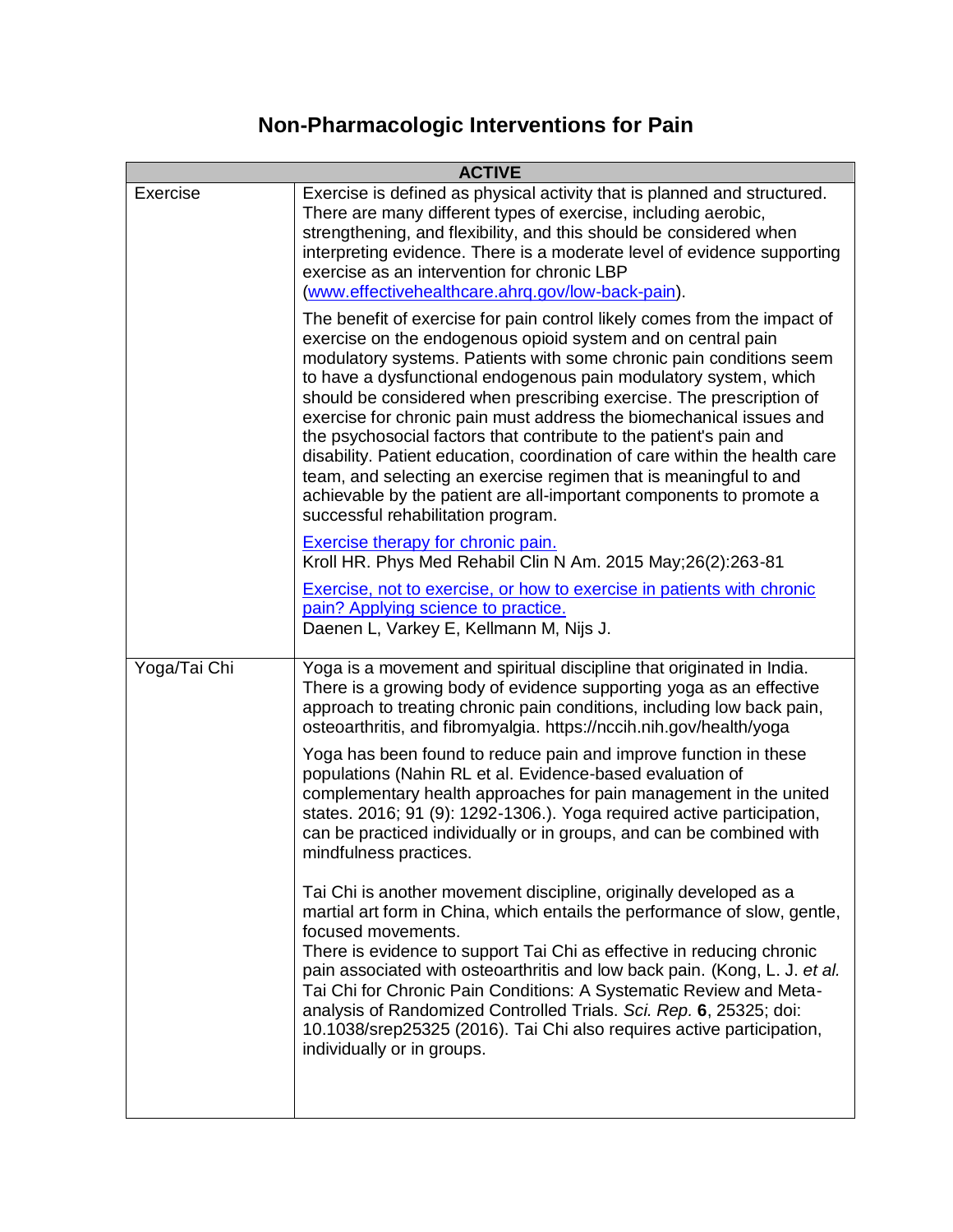# Non-Pharmacologic Interventions for Pain

| ACTIVE | |
|---|---|
| Exercise | Exercise is defined as physical activity that is planned and structured. There are many different types of exercise, including aerobic, strengthening, and flexibility, and this should be considered when interpreting evidence. There is a moderate level of evidence supporting exercise as an intervention for chronic LBP ([www.effectivehealthcare.ahrq.gov/low-back-pain](www.effectivehealthcare.ahrq.gov/low-back-pain)).<br><br>The benefit of exercise for pain control likely comes from the impact of exercise on the endogenous opioid system and on central pain modulatory systems. Patients with some chronic pain conditions seem to have a dysfunctional endogenous pain modulatory system, which should be considered when prescribing exercise. The prescription of exercise for chronic pain must address the biomechanical issues and the psychosocial factors that contribute to the patient's pain and disability. Patient education, coordination of care within the health care team, and selecting an exercise regimen that is meaningful to and achievable by the patient are all-important components to promote a successful rehabilitation program.<br><br>Exercise therapy for chronic pain.<br>Kroll HR. Phys Med Rehabil Clin N Am. 2015 May;26(2):263-81<br><br>Exercise, not to exercise, or how to exercise in patients with chronic pain? Applying science to practice.<br>Daenen L, Varkey E, Kellmann M, Nijs J. |
| Yoga/Tai Chi | Yoga is a movement and spiritual discipline that originated in India. There is a growing body of evidence supporting yoga as an effective approach to treating chronic pain conditions, including low back pain, osteoarthritis, and fibromyalgia. https://nccih.nih.gov/health/yoga<br><br>Yoga has been found to reduce pain and improve function in these populations (Nahin RL et al. Evidence-based evaluation of complementary health approaches for pain management in the united states. 2016; 91 (9): 1292-1306.). Yoga required active participation, can be practiced individually or in groups, and can be combined with mindfulness practices.<br><br>Tai Chi is another movement discipline, originally developed as a martial art form in China, which entails the performance of slow, gentle, focused movements.<br>There is evidence to support Tai Chi as effective in reducing chronic pain associated with osteoarthritis and low back pain. (Kong, L. J. *et al.* Tai Chi for Chronic Pain Conditions: A Systematic Review and Meta-analysis of Randomized Controlled Trials. *Sci. Rep.* **6**, 25325; doi: 10.1038/srep25325 (2016). Tai Chi also requires active participation, individually or in groups. |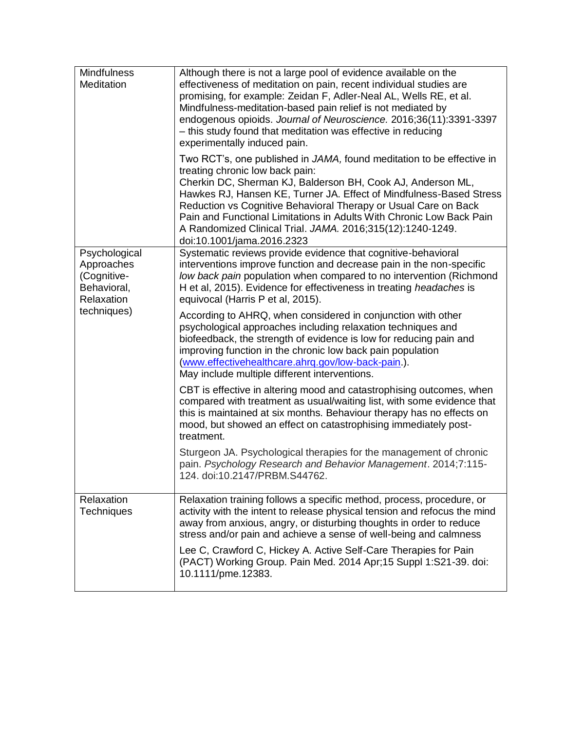| | |
|---|---|
| Mindfulness Meditation | Although there is not a large pool of evidence available on the effectiveness of meditation on pain, recent individual studies are promising, for example: Zeidan F, Adler-Neal AL, Wells RE, et al. Mindfulness-meditation-based pain relief is not mediated by endogenous opioids. *Journal of Neuroscience.* 2016;36(11):3391-3397 – this study found that meditation was effective in reducing experimentally induced pain.<br><br>Two RCT's, one published in *JAMA,* found meditation to be effective in treating chronic low back pain:<br>Cherkin DC, Sherman KJ, Balderson BH, Cook AJ, Anderson ML, Hawkes RJ, Hansen KE, Turner JA. Effect of Mindfulness-Based Stress Reduction vs Cognitive Behavioral Therapy or Usual Care on Back Pain and Functional Limitations in Adults With Chronic Low Back Pain A Randomized Clinical Trial. *JAMA.* 2016;315(12):1240-1249. doi:10.1001/jama.2016.2323 |
| Psychological Approaches (Cognitive-Behavioral, Relaxation techniques) | Systematic reviews provide evidence that cognitive-behavioral interventions improve function and decrease pain in the non-specific *low back pain* population when compared to no intervention (Richmond H et al, 2015). Evidence for effectiveness in treating *headaches* is equivocal (Harris P et al, 2015).<br><br>According to AHRQ, when considered in conjunction with other psychological approaches including relaxation techniques and biofeedback, the strength of evidence is low for reducing pain and improving function in the chronic low back pain population ([www.effectivehealthcare.ahrq.gov/low-back-pain.](www.effectivehealthcare.ahrq.gov/low-back-pain.)).<br>May include multiple different interventions.<br><br>CBT is effective in altering mood and catastrophising outcomes, when compared with treatment as usual/waiting list, with some evidence that this is maintained at six months. Behaviour therapy has no effects on mood, but showed an effect on catastrophising immediately post-treatment.<br><br>Sturgeon JA. Psychological therapies for the management of chronic pain. *Psychology Research and Behavior Management*. 2014;7:115-124. doi:10.2147/PRBM.S44762. |
| Relaxation Techniques | Relaxation training follows a specific method, process, procedure, or activity with the intent to release physical tension and refocus the mind away from anxious, angry, or disturbing thoughts in order to reduce stress and/or pain and achieve a sense of well-being and calmness<br><br>Lee C, Crawford C, Hickey A. Active Self-Care Therapies for Pain (PACT) Working Group. Pain Med. 2014 Apr;15 Suppl 1:S21-39. doi: 10.1111/pme.12383. |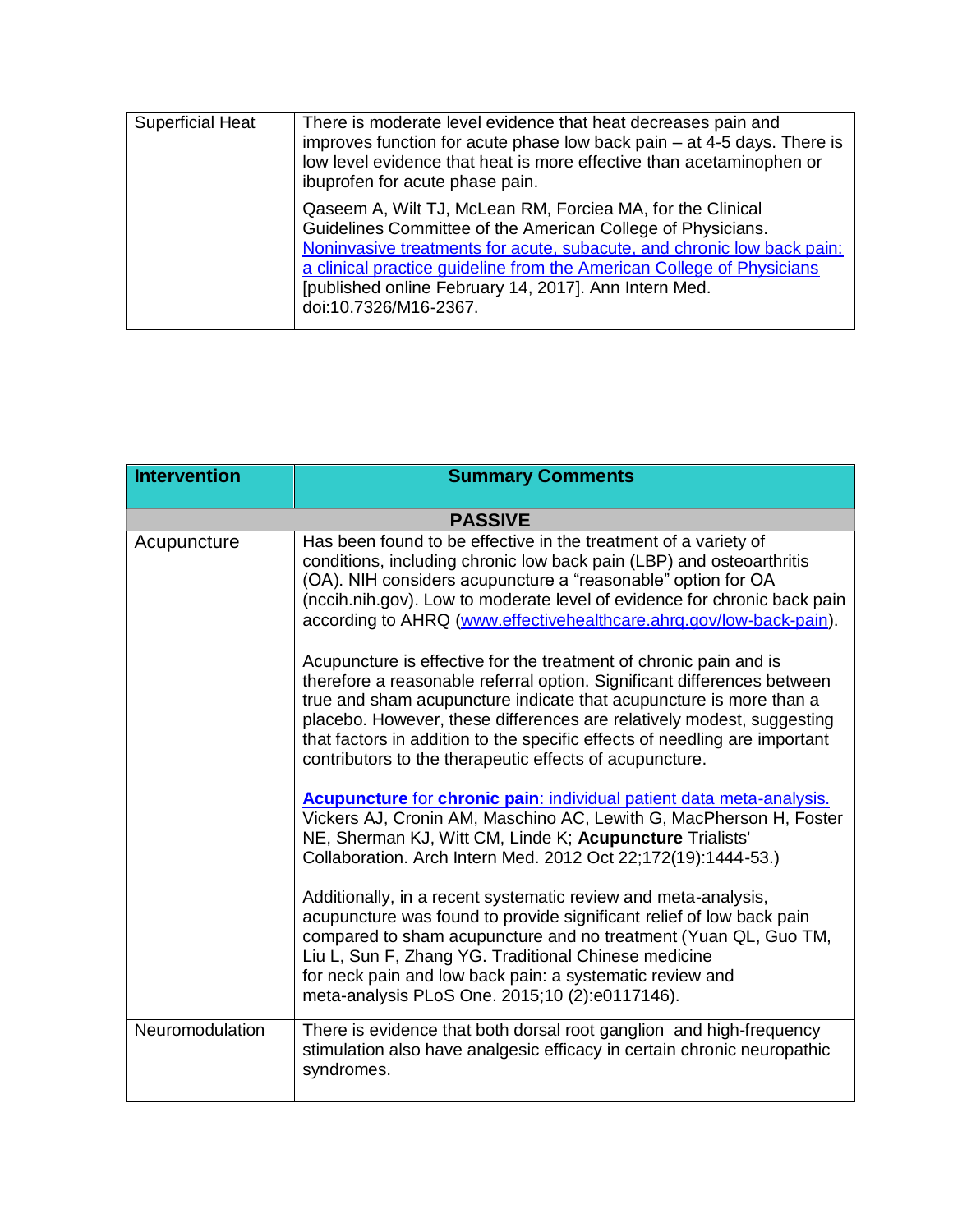| | |
|---|---|
| Superficial Heat | There is moderate level evidence that heat decreases pain and improves function for acute phase low back pain – at 4-5 days. There is low level evidence that heat is more effective than acetaminophen or ibuprofen for acute phase pain.<br><br>Qaseem A, Wilt TJ, McLean RM, Forciea MA, for the Clinical Guidelines Committee of the American College of Physicians. [Noninvasive treatments for acute, subacute, and chronic low back pain: a clinical practice guideline from the American College of Physicians](#) [published online February 14, 2017]. Ann Intern Med. doi:10.7326/M16-2367. |

| **Intervention** | **Summary Comments** |
|---|---|
| | **PASSIVE** |
| Acupuncture | Has been found to be effective in the treatment of a variety of conditions, including chronic low back pain (LBP) and osteoarthritis (OA). NIH considers acupuncture a "reasonable" option for OA (nccih.nih.gov). Low to moderate level of evidence for chronic back pain according to AHRQ ([www.effectivehealthcare.ahrq.gov/low-back-pain](www.effectivehealthcare.ahrq.gov/low-back-pain)).<br><br>Acupuncture is effective for the treatment of chronic pain and is therefore a reasonable referral option. Significant differences between true and sham acupuncture indicate that acupuncture is more than a placebo. However, these differences are relatively modest, suggesting that factors in addition to the specific effects of needling are important contributors to the therapeutic effects of acupuncture.<br><br>[**Acupuncture** for **chronic pain**: individual patient data meta-analysis.](#) Vickers AJ, Cronin AM, Maschino AC, Lewith G, MacPherson H, Foster NE, Sherman KJ, Witt CM, Linde K; **Acupuncture** Trialists' Collaboration. Arch Intern Med. 2012 Oct 22;172(19):1444-53.)<br><br>Additionally, in a recent systematic review and meta-analysis, acupuncture was found to provide significant relief of low back pain compared to sham acupuncture and no treatment (Yuan QL, Guo TM, Liu L, Sun F, Zhang YG. Traditional Chinese medicine for neck pain and low back pain: a systematic review and meta-analysis PLoS One. 2015;10 (2):e0117146). |
| Neuromodulation | There is evidence that both dorsal root ganglion and high-frequency stimulation also have analgesic efficacy in certain chronic neuropathic syndromes. |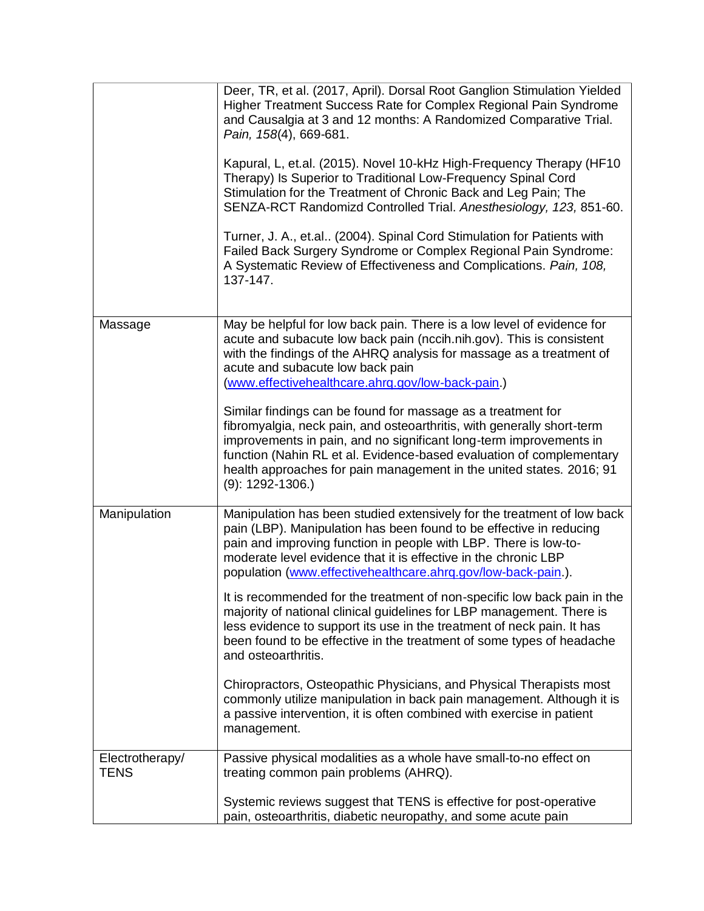| | |
|---|---|
| | Deer, TR, et al. (2017, April). Dorsal Root Ganglion Stimulation Yielded Higher Treatment Success Rate for Complex Regional Pain Syndrome and Causalgia at 3 and 12 months: A Randomized Comparative Trial. *Pain, 158*(4), 669-681.<br><br>Kapural, L, et.al. (2015). Novel 10-kHz High-Frequency Therapy (HF10 Therapy) Is Superior to Traditional Low-Frequency Spinal Cord Stimulation for the Treatment of Chronic Back and Leg Pain; The SENZA-RCT Randomizd Controlled Trial. *Anesthesiology, 123,* 851-60.<br><br>Turner, J. A., et.al.. (2004). Spinal Cord Stimulation for Patients with Failed Back Surgery Syndrome or Complex Regional Pain Syndrome: A Systematic Review of Effectiveness and Complications. *Pain, 108,* 137-147. |
| Massage | May be helpful for low back pain. There is a low level of evidence for acute and subacute low back pain (nccih.nih.gov). This is consistent with the findings of the AHRQ analysis for massage as a treatment of acute and subacute low back pain (www.effectivehealthcare.ahrq.gov/low-back-pain.)<br><br>Similar findings can be found for massage as a treatment for fibromyalgia, neck pain, and osteoarthritis, with generally short-term improvements in pain, and no significant long-term improvements in function (Nahin RL et al. Evidence-based evaluation of complementary health approaches for pain management in the united states. 2016; 91 (9): 1292-1306.) |
| Manipulation | Manipulation has been studied extensively for the treatment of low back pain (LBP). Manipulation has been found to be effective in reducing pain and improving function in people with LBP. There is low-to-moderate level evidence that it is effective in the chronic LBP population (www.effectivehealthcare.ahrq.gov/low-back-pain.).<br><br>It is recommended for the treatment of non-specific low back pain in the majority of national clinical guidelines for LBP management. There is less evidence to support its use in the treatment of neck pain. It has been found to be effective in the treatment of some types of headache and osteoarthritis.<br><br>Chiropractors, Osteopathic Physicians, and Physical Therapists most commonly utilize manipulation in back pain management. Although it is a passive intervention, it is often combined with exercise in patient management. |
| Electrotherapy/ TENS | Passive physical modalities as a whole have small-to-no effect on treating common pain problems (AHRQ).<br><br>Systemic reviews suggest that TENS is effective for post-operative pain, osteoarthritis, diabetic neuropathy, and some acute pain |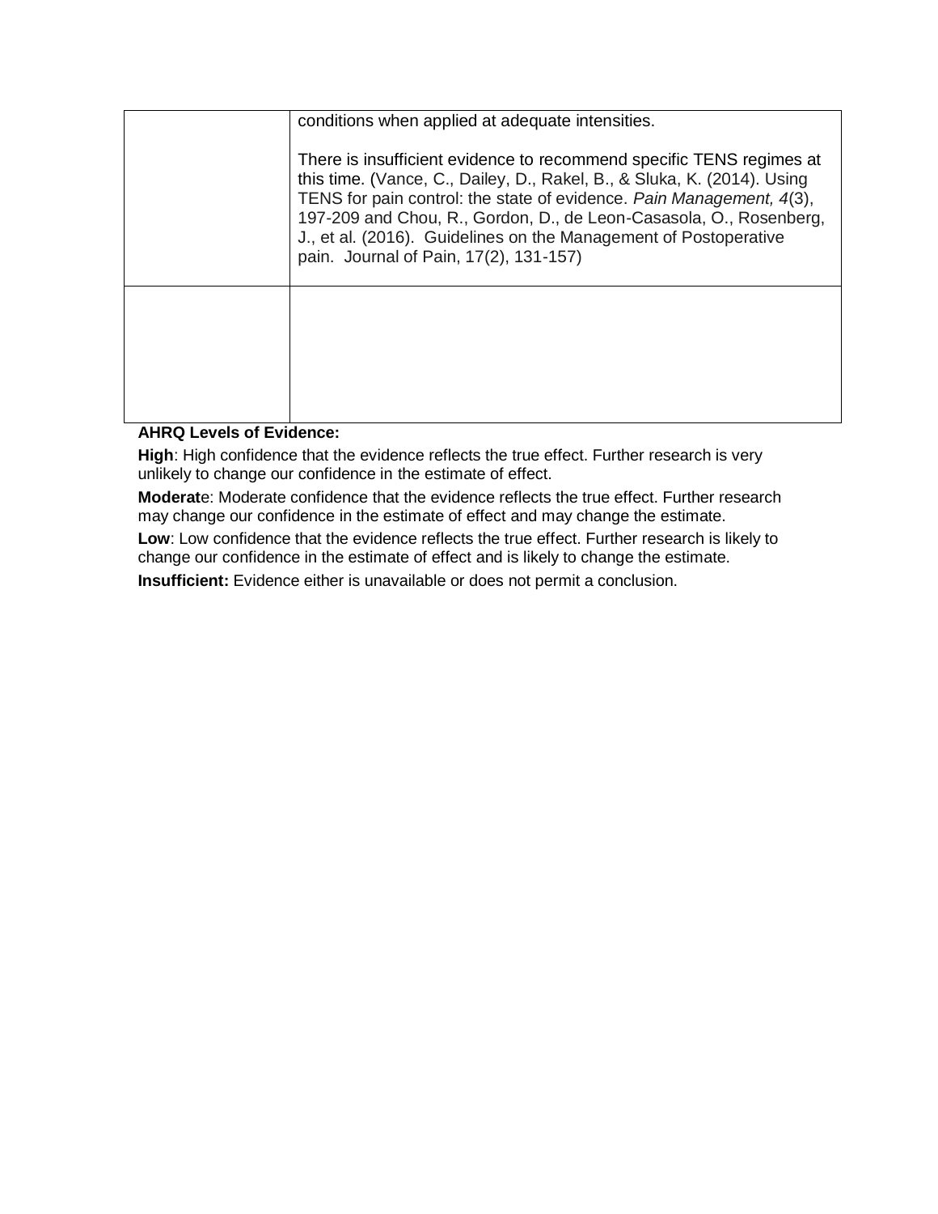| | |
|---|---|
| | conditions when applied at adequate intensities.<br><br>There is insufficient evidence to recommend specific TENS regimes at this time. (Vance, C., Dailey, D., Rakel, B., & Sluka, K. (2014). Using TENS for pain control: the state of evidence. *Pain Management, 4*(3), 197-209 and Chou, R., Gordon, D., de Leon-Casasola, O., Rosenberg, J., et al. (2016). Guidelines on the Management of Postoperative pain. Journal of Pain, 17(2), 131-157) |
| | |

**AHRQ Levels of Evidence:**

**High**: High confidence that the evidence reflects the true effect. Further research is very unlikely to change our confidence in the estimate of effect.

**Moderate**: Moderate confidence that the evidence reflects the true effect. Further research may change our confidence in the estimate of effect and may change the estimate.

**Low**: Low confidence that the evidence reflects the true effect. Further research is likely to change our confidence in the estimate of effect and is likely to change the estimate.

**Insufficient:** Evidence either is unavailable or does not permit a conclusion.